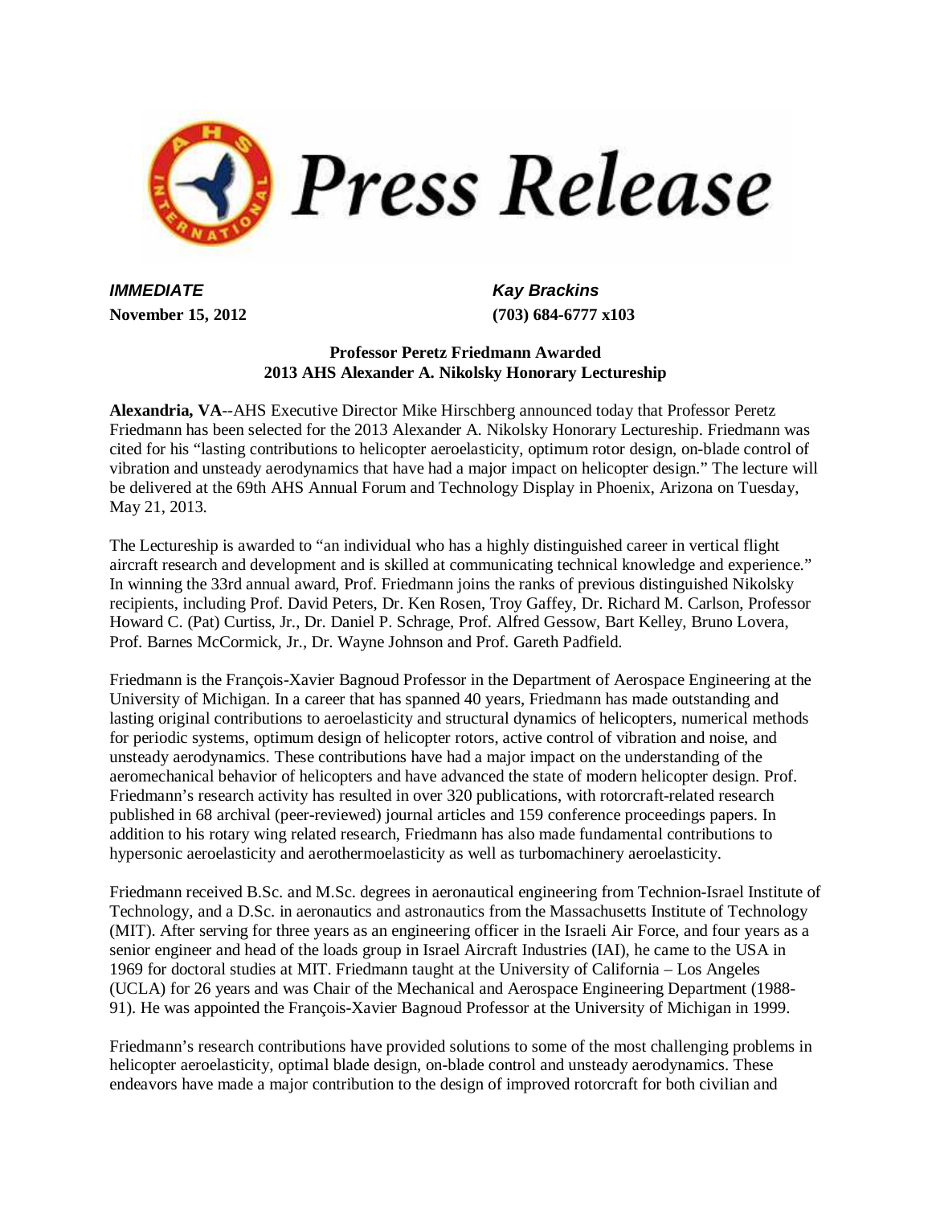# Press Release

***IMMEDIATE*** ***Kay Brackins***
**November 15, 2012** **(703) 684-6777 x103**

**Professor Peretz Friedmann Awarded**
**2013 AHS Alexander A. Nikolsky Honorary Lectureship**

**Alexandria, VA**--AHS Executive Director Mike Hirschberg announced today that Professor Peretz Friedmann has been selected for the 2013 Alexander A. Nikolsky Honorary Lectureship. Friedmann was cited for his "lasting contributions to helicopter aeroelasticity, optimum rotor design, on-blade control of vibration and unsteady aerodynamics that have had a major impact on helicopter design." The lecture will be delivered at the 69th AHS Annual Forum and Technology Display in Phoenix, Arizona on Tuesday, May 21, 2013.

The Lectureship is awarded to "an individual who has a highly distinguished career in vertical flight aircraft research and development and is skilled at communicating technical knowledge and experience." In winning the 33rd annual award, Prof. Friedmann joins the ranks of previous distinguished Nikolsky recipients, including Prof. David Peters, Dr. Ken Rosen, Troy Gaffey, Dr. Richard M. Carlson, Professor Howard C. (Pat) Curtiss, Jr., Dr. Daniel P. Schrage, Prof. Alfred Gessow, Bart Kelley, Bruno Lovera, Prof. Barnes McCormick, Jr., Dr. Wayne Johnson and Prof. Gareth Padfield.

Friedmann is the François-Xavier Bagnoud Professor in the Department of Aerospace Engineering at the University of Michigan. In a career that has spanned 40 years, Friedmann has made outstanding and lasting original contributions to aeroelasticity and structural dynamics of helicopters, numerical methods for periodic systems, optimum design of helicopter rotors, active control of vibration and noise, and unsteady aerodynamics. These contributions have had a major impact on the understanding of the aeromechanical behavior of helicopters and have advanced the state of modern helicopter design. Prof. Friedmann's research activity has resulted in over 320 publications, with rotorcraft-related research published in 68 archival (peer-reviewed) journal articles and 159 conference proceedings papers. In addition to his rotary wing related research, Friedmann has also made fundamental contributions to hypersonic aeroelasticity and aerothermoelasticity as well as turbomachinery aeroelasticity.

Friedmann received B.Sc. and M.Sc. degrees in aeronautical engineering from Technion-Israel Institute of Technology, and a D.Sc. in aeronautics and astronautics from the Massachusetts Institute of Technology (MIT). After serving for three years as an engineering officer in the Israeli Air Force, and four years as a senior engineer and head of the loads group in Israel Aircraft Industries (IAI), he came to the USA in 1969 for doctoral studies at MIT. Friedmann taught at the University of California – Los Angeles (UCLA) for 26 years and was Chair of the Mechanical and Aerospace Engineering Department (1988-91). He was appointed the François-Xavier Bagnoud Professor at the University of Michigan in 1999.

Friedmann's research contributions have provided solutions to some of the most challenging problems in helicopter aeroelasticity, optimal blade design, on-blade control and unsteady aerodynamics. These endeavors have made a major contribution to the design of improved rotorcraft for both civilian and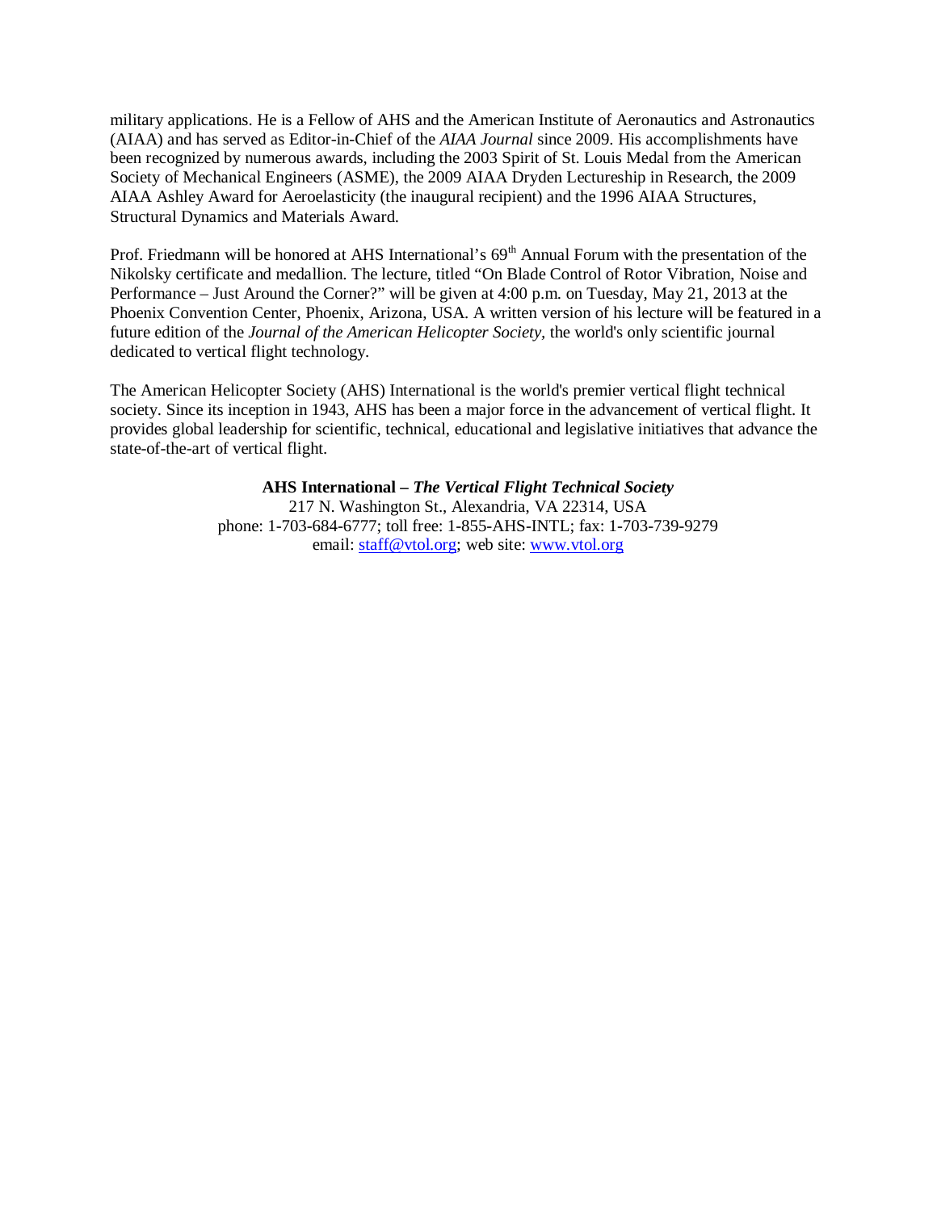military applications. He is a Fellow of AHS and the American Institute of Aeronautics and Astronautics (AIAA) and has served as Editor-in-Chief of the *AIAA Journal* since 2009. His accomplishments have been recognized by numerous awards, including the 2003 Spirit of St. Louis Medal from the American Society of Mechanical Engineers (ASME), the 2009 AIAA Dryden Lectureship in Research, the 2009 AIAA Ashley Award for Aeroelasticity (the inaugural recipient) and the 1996 AIAA Structures, Structural Dynamics and Materials Award.

Prof. Friedmann will be honored at AHS International's 69th Annual Forum with the presentation of the Nikolsky certificate and medallion. The lecture, titled "On Blade Control of Rotor Vibration, Noise and Performance – Just Around the Corner?" will be given at 4:00 p.m. on Tuesday, May 21, 2013 at the Phoenix Convention Center, Phoenix, Arizona, USA. A written version of his lecture will be featured in a future edition of the *Journal of the American Helicopter Society*, the world's only scientific journal dedicated to vertical flight technology.

The American Helicopter Society (AHS) International is the world's premier vertical flight technical society. Since its inception in 1943, AHS has been a major force in the advancement of vertical flight. It provides global leadership for scientific, technical, educational and legislative initiatives that advance the state-of-the-art of vertical flight.

**AHS International – *The Vertical Flight Technical Society***
217 N. Washington St., Alexandria, VA 22314, USA
phone: 1-703-684-6777; toll free: 1-855-AHS-INTL; fax: 1-703-739-9279
email: staff@vtol.org; web site: www.vtol.org